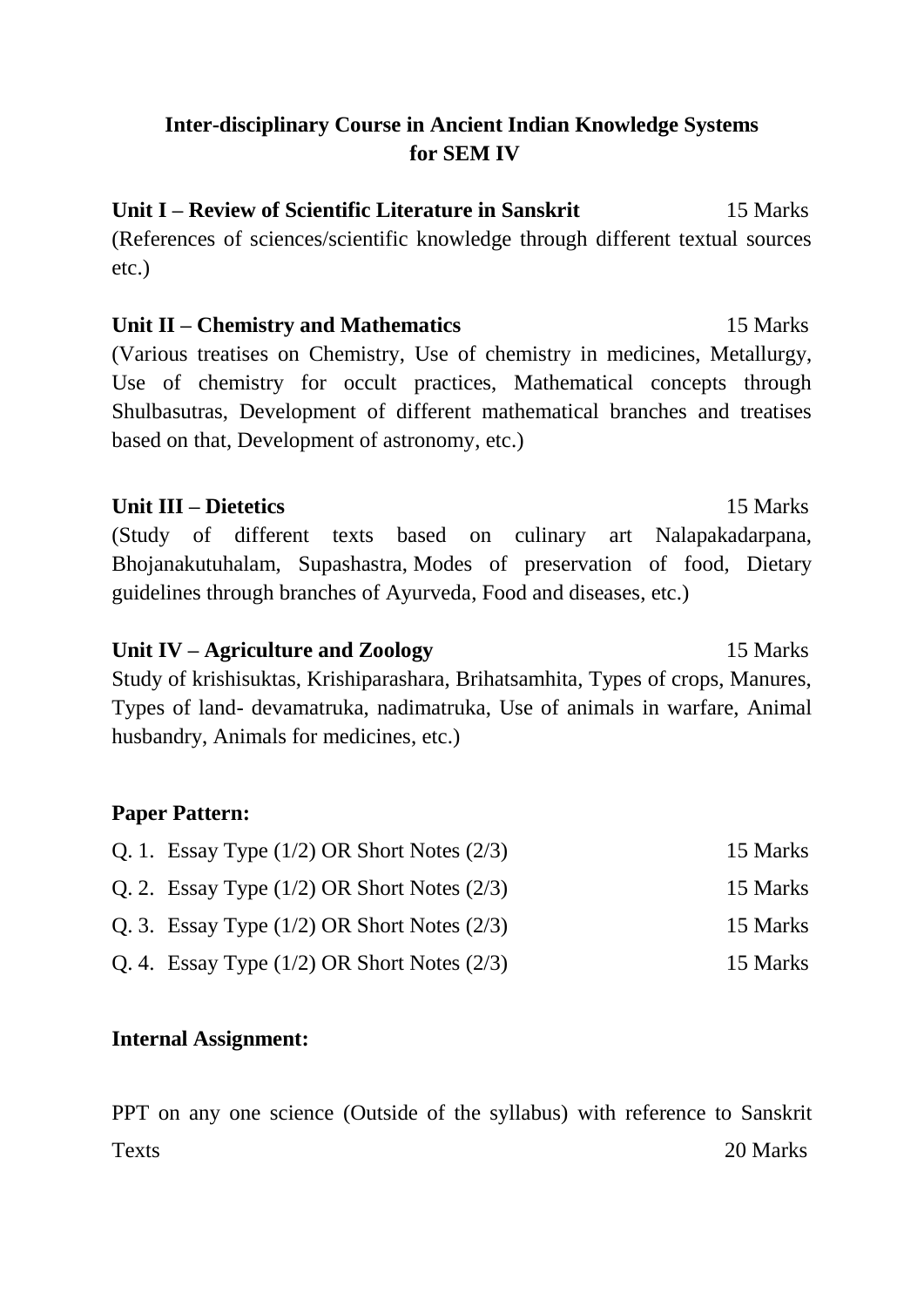# Inter-disciplinary Course in Ancient Indian Knowledge Systems for SEM IV

**Unit I – Review of Scientific Literature in Sanskrit** 15 Marks

(References of sciences/scientific knowledge through different textual sources etc.)

**Unit II – Chemistry and Mathematics** 15 Marks

(Various treatises on Chemistry, Use of chemistry in medicines, Metallurgy, Use of chemistry for occult practices, Mathematical concepts through Shulbasutras, Development of different mathematical branches and treatises based on that, Development of astronomy, etc.)

**Unit III – Dietetics** 15 Marks

(Study of different texts based on culinary art Nalapakadarpana, Bhojanakutuhalam, Supashastra, Modes of preservation of food, Dietary guidelines through branches of Ayurveda, Food and diseases, etc.)

**Unit IV – Agriculture and Zoology** 15 Marks

Study of krishisuktas, Krishiparashara, Brihatsamhita, Types of crops, Manures, Types of land- devamatruka, nadimatruka, Use of animals in warfare, Animal husbandry, Animals for medicines, etc.)

**Paper Pattern:**

| | |
|---|---|
| Q. 1. Essay Type (1/2) OR Short Notes (2/3) | 15 Marks |
| Q. 2. Essay Type (1/2) OR Short Notes (2/3) | 15 Marks |
| Q. 3. Essay Type (1/2) OR Short Notes (2/3) | 15 Marks |
| Q. 4. Essay Type (1/2) OR Short Notes (2/3) | 15 Marks |

**Internal Assignment:**

PPT on any one science (Outside of the syllabus) with reference to Sanskrit Texts 20 Marks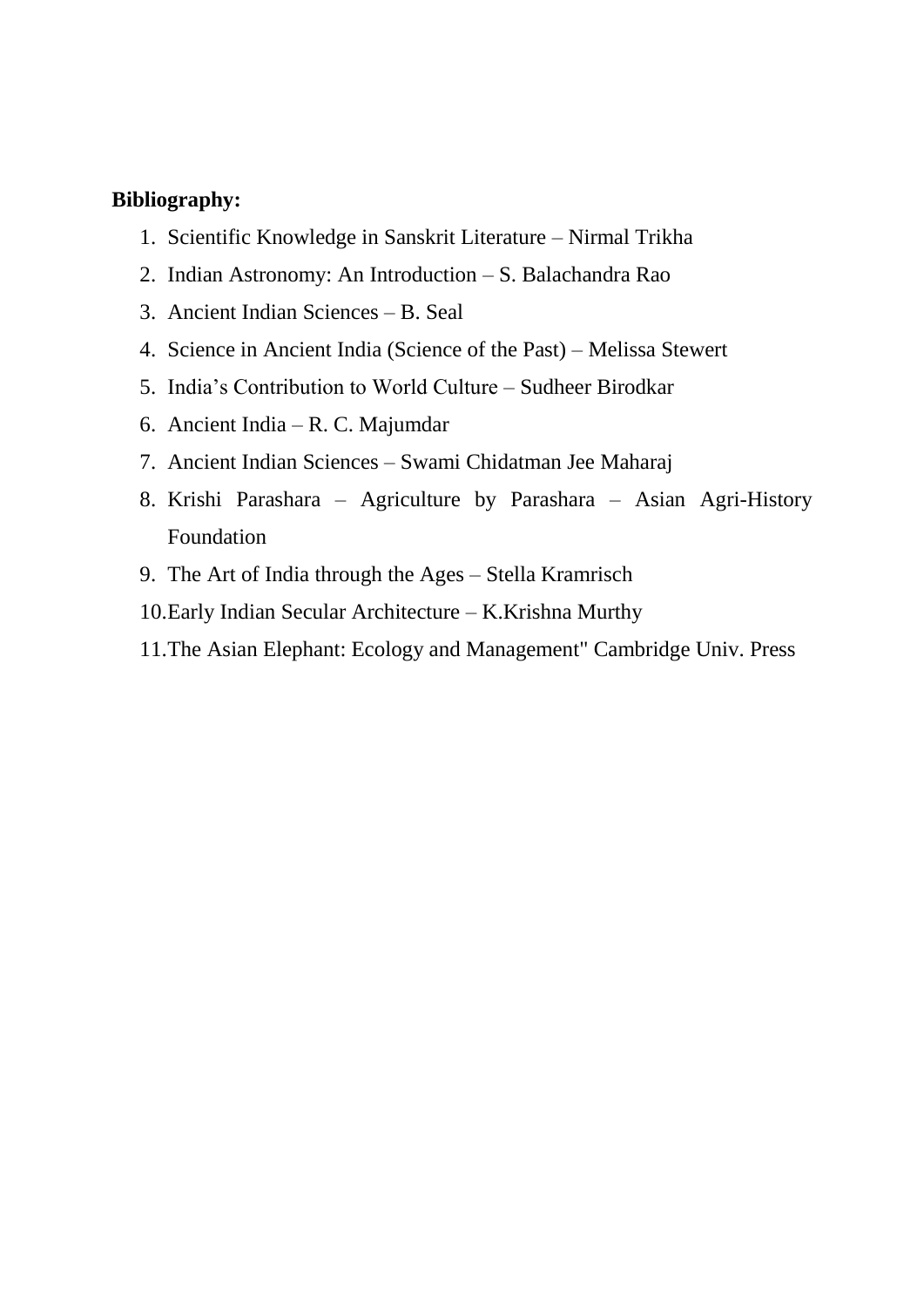**Bibliography:**

1. Scientific Knowledge in Sanskrit Literature – Nirmal Trikha
2. Indian Astronomy: An Introduction – S. Balachandra Rao
3. Ancient Indian Sciences – B. Seal
4. Science in Ancient India (Science of the Past) – Melissa Stewert
5. India's Contribution to World Culture – Sudheer Birodkar
6. Ancient India – R. C. Majumdar
7. Ancient Indian Sciences – Swami Chidatman Jee Maharaj
8. Krishi Parashara – Agriculture by Parashara – Asian Agri-History Foundation
9. The Art of India through the Ages – Stella Kramrisch
10. Early Indian Secular Architecture – K.Krishna Murthy
11. The Asian Elephant: Ecology and Management" Cambridge Univ. Press